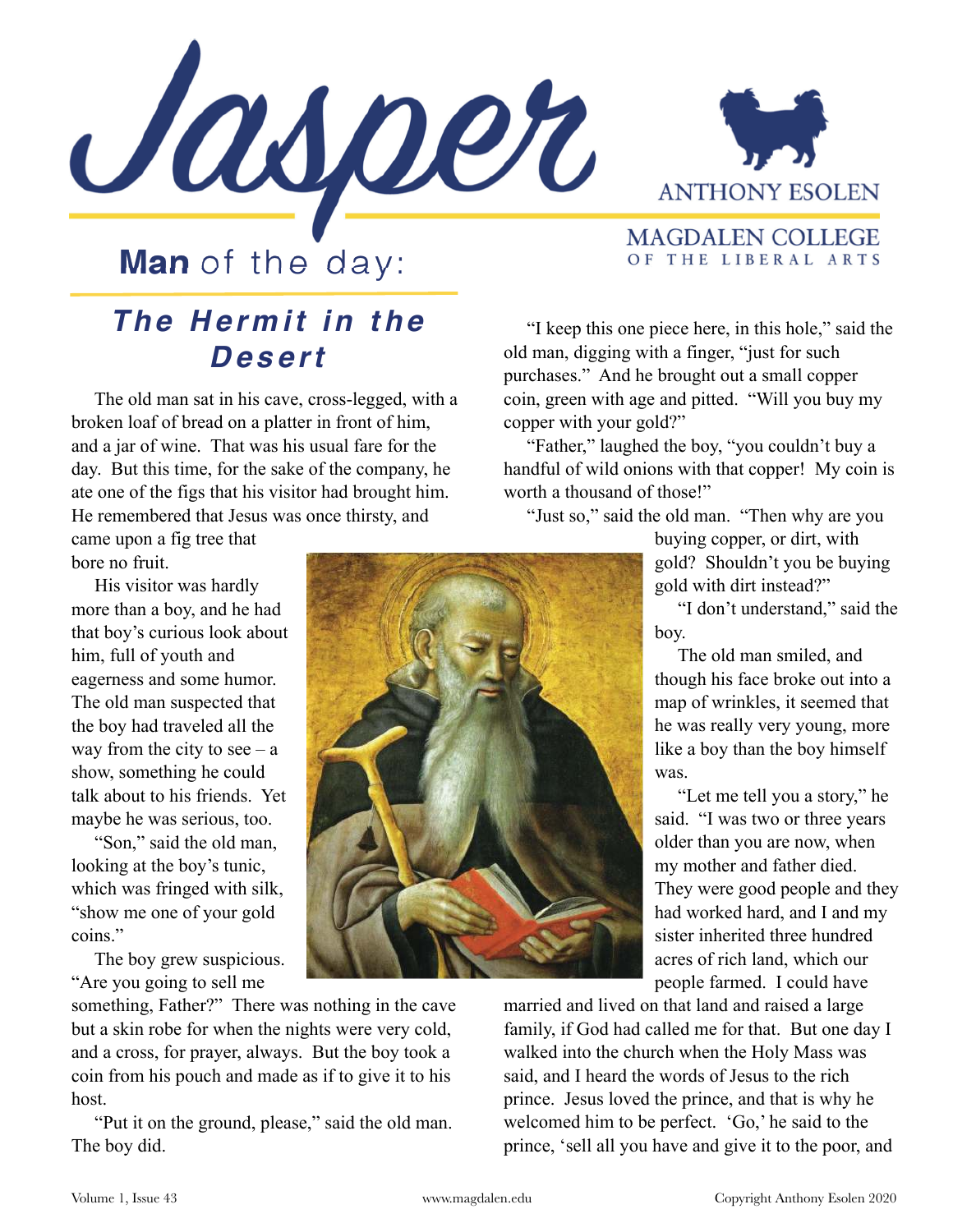# Jasper

ANTHONY ESOLEN

MAGDALEN COLLEGE OF THE LIBERAL ARTS

## Man of the day:

## *The Hermit in the Desert*

The old man sat in his cave, cross-legged, with a broken loaf of bread on a platter in front of him, and a jar of wine. That was his usual fare for the day. But this time, for the sake of the company, he ate one of the figs that his visitor had brought him. He remembered that Jesus was once thirsty, and came upon a fig tree that bore no fruit.

His visitor was hardly more than a boy, and he had that boy's curious look about him, full of youth and eagerness and some humor. The old man suspected that the boy had traveled all the way from the city to see – a show, something he could talk about to his friends. Yet maybe he was serious, too.

"Son," said the old man, looking at the boy's tunic, which was fringed with silk, "show me one of your gold coins."

The boy grew suspicious. "Are you going to sell me something, Father?" There was nothing in the cave but a skin robe for when the nights were very cold, and a cross, for prayer, always. But the boy took a coin from his pouch and made as if to give it to his host.

"Put it on the ground, please," said the old man. The boy did.

"I keep this one piece here, in this hole," said the old man, digging with a finger, "just for such purchases." And he brought out a small copper coin, green with age and pitted. "Will you buy my copper with your gold?"

"Father," laughed the boy, "you couldn't buy a handful of wild onions with that copper! My coin is worth a thousand of those!"

"Just so," said the old man. "Then why are you buying copper, or dirt, with gold? Shouldn't you be buying gold with dirt instead?"

"I don't understand," said the boy.

The old man smiled, and though his face broke out into a map of wrinkles, it seemed that he was really very young, more like a boy than the boy himself was.

"Let me tell you a story," he said. "I was two or three years older than you are now, when my mother and father died. They were good people and they had worked hard, and I and my sister inherited three hundred acres of rich land, which our people farmed. I could have married and lived on that land and raised a large family, if God had called me for that. But one day I walked into the church when the Holy Mass was said, and I heard the words of Jesus to the rich prince. Jesus loved the prince, and that is why he welcomed him to be perfect. 'Go,' he said to the prince, 'sell all you have and give it to the poor, and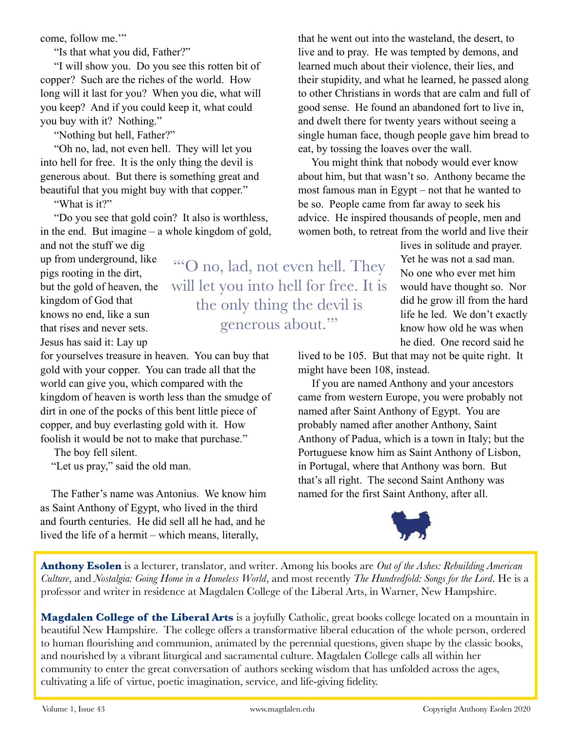come, follow me.'"

"Is that what you did, Father?"

"I will show you. Do you see this rotten bit of copper? Such are the riches of the world. How long will it last for you? When you die, what will you keep? And if you could keep it, what could you buy with it? Nothing."

"Nothing but hell, Father?"

"Oh no, lad, not even hell. They will let you into hell for free. It is the only thing the devil is generous about. But there is something great and beautiful that you might buy with that copper."

"What is it?"

"Do you see that gold coin? It also is worthless, in the end. But imagine – a whole kingdom of gold, and not the stuff we dig up from underground, like pigs rooting in the dirt, but the gold of heaven, the kingdom of God that knows no end, like a sun that rises and never sets. Jesus has said it: Lay up for yourselves treasure in heaven. You can buy that gold with your copper. You can trade all that the world can give you, which compared with the kingdom of heaven is worth less than the smudge of dirt in one of the pocks of this bent little piece of copper, and buy everlasting gold with it. How foolish it would be not to make that purchase."

The boy fell silent.

"Let us pray," said the old man.

> "'O no, lad, not even hell. They will let you into hell for free. It is the only thing the devil is generous about.'"

The Father's name was Antonius. We know him as Saint Anthony of Egypt, who lived in the third and fourth centuries. He did sell all he had, and he lived the life of a hermit – which means, literally, that he went out into the wasteland, the desert, to live and to pray. He was tempted by demons, and learned much about their violence, their lies, and their stupidity, and what he learned, he passed along to other Christians in words that are calm and full of good sense. He found an abandoned fort to live in, and dwelt there for twenty years without seeing a single human face, though people gave him bread to eat, by tossing the loaves over the wall.

You might think that nobody would ever know about him, but that wasn't so. Anthony became the most famous man in Egypt – not that he wanted to be so. People came from far away to seek his advice. He inspired thousands of people, men and women both, to retreat from the world and live their lives in solitude and prayer. Yet he was not a sad man. No one who ever met him would have thought so. Nor did he grow ill from the hard life he led. We don't exactly know how old he was when he died. One record said he lived to be 105. But that may not be quite right. It might have been 108, instead.

If you are named Anthony and your ancestors came from western Europe, you were probably not named after Saint Anthony of Egypt. You are probably named after another Anthony, Saint Anthony of Padua, which is a town in Italy; but the Portuguese know him as Saint Anthony of Lisbon, in Portugal, where that Anthony was born. But that's all right. The second Saint Anthony was named for the first Saint Anthony, after all.

**Anthony Esolen** is a lecturer, translator, and writer. Among his books are *Out of the Ashes: Rebuilding American Culture*, and *Nostalgia: Going Home in a Homeless World*, and most recently *The Hundredfold: Songs for the Lord*. He is a professor and writer in residence at Magdalen College of the Liberal Arts, in Warner, New Hampshire.

**Magdalen College of the Liberal Arts** is a joyfully Catholic, great books college located on a mountain in beautiful New Hampshire. The college offers a transformative liberal education of the whole person, ordered to human flourishing and communion, animated by the perennial questions, given shape by the classic books, and nourished by a vibrant liturgical and sacramental culture. Magdalen College calls all within her community to enter the great conversation of authors seeking wisdom that has unfolded across the ages, cultivating a life of virtue, poetic imagination, service, and life-giving fidelity.